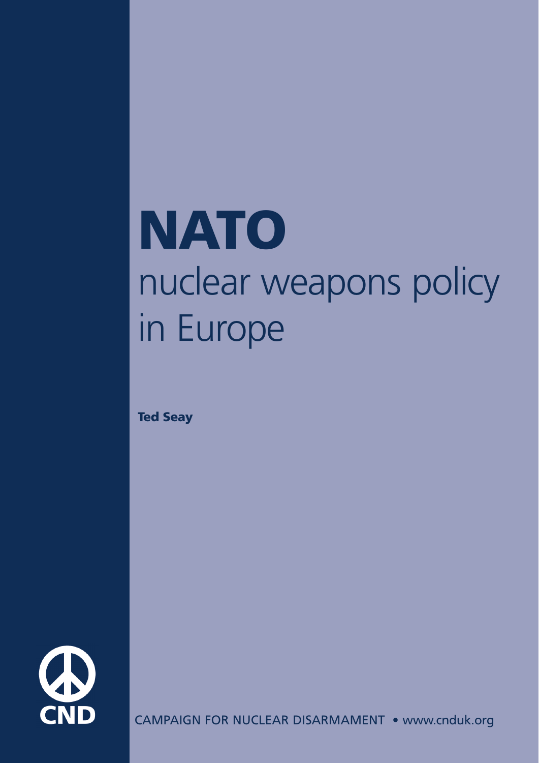# NATO

## nuclear weapons policy in Europe

**Ted Seay**

CND

CAMPAIGN FOR NUCLEAR DISARMAMENT • www.cnduk.org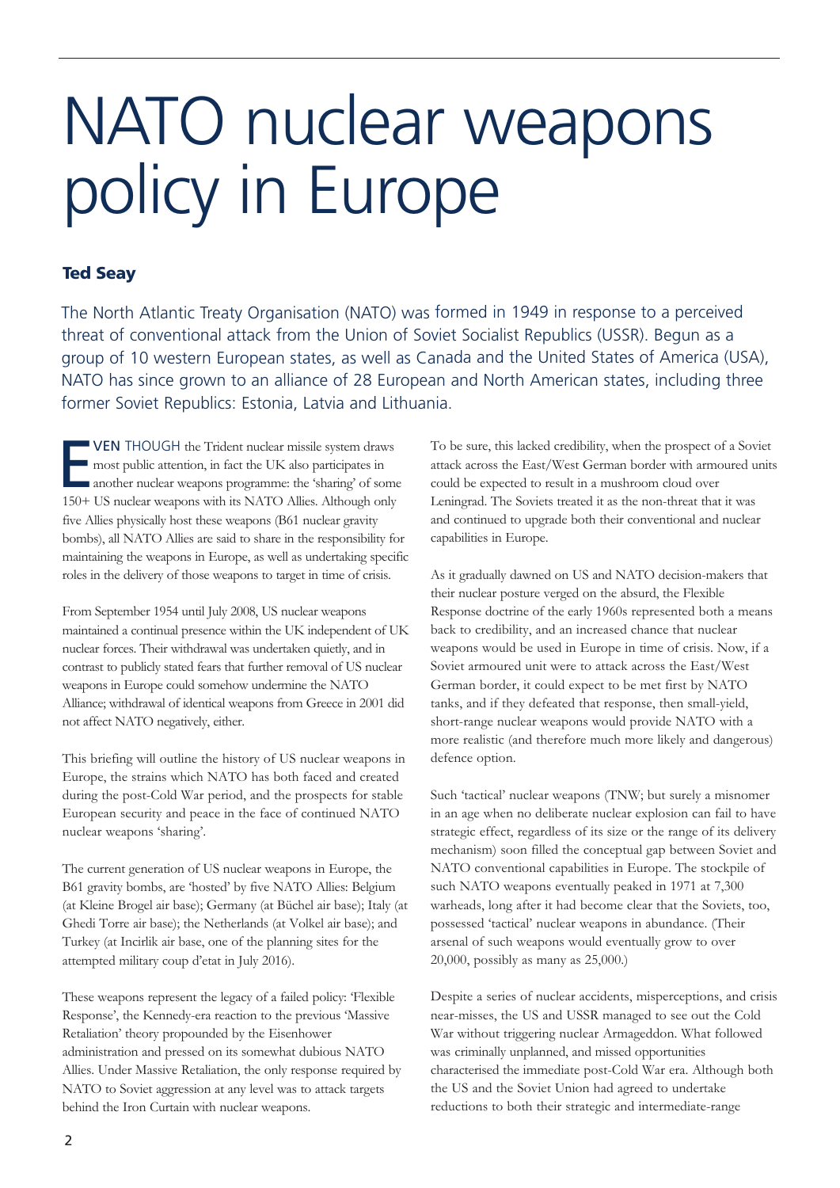# NATO nuclear weapons policy in Europe

**Ted Seay**

The North Atlantic Treaty Organisation (NATO) was formed in 1949 in response to a perceived threat of conventional attack from the Union of Soviet Socialist Republics (USSR). Begun as a group of 10 western European states, as well as Canada and the United States of America (USA), NATO has since grown to an alliance of 28 European and North American states, including three former Soviet Republics: Estonia, Latvia and Lithuania.

EVEN THOUGH the Trident nuclear missile system draws most public attention, in fact the UK also participates in another nuclear weapons programme: the 'sharing' of some 150+ US nuclear weapons with its NATO Allies. Although only five Allies physically host these weapons (B61 nuclear gravity bombs), all NATO Allies are said to share in the responsibility for maintaining the weapons in Europe, as well as undertaking specific roles in the delivery of those weapons to target in time of crisis.

From September 1954 until July 2008, US nuclear weapons maintained a continual presence within the UK independent of UK nuclear forces. Their withdrawal was undertaken quietly, and in contrast to publicly stated fears that further removal of US nuclear weapons in Europe could somehow undermine the NATO Alliance; withdrawal of identical weapons from Greece in 2001 did not affect NATO negatively, either.

This briefing will outline the history of US nuclear weapons in Europe, the strains which NATO has both faced and created during the post-Cold War period, and the prospects for stable European security and peace in the face of continued NATO nuclear weapons 'sharing'.

The current generation of US nuclear weapons in Europe, the B61 gravity bombs, are 'hosted' by five NATO Allies: Belgium (at Kleine Brogel air base); Germany (at Büchel air base); Italy (at Ghedi Torre air base); the Netherlands (at Volkel air base); and Turkey (at Incirlik air base, one of the planning sites for the attempted military coup d'etat in July 2016).

These weapons represent the legacy of a failed policy: 'Flexible Response', the Kennedy-era reaction to the previous 'Massive Retaliation' theory propounded by the Eisenhower administration and pressed on its somewhat dubious NATO Allies. Under Massive Retaliation, the only response required by NATO to Soviet aggression at any level was to attack targets behind the Iron Curtain with nuclear weapons.

To be sure, this lacked credibility, when the prospect of a Soviet attack across the East/West German border with armoured units could be expected to result in a mushroom cloud over Leningrad. The Soviets treated it as the non-threat that it was and continued to upgrade both their conventional and nuclear capabilities in Europe.

As it gradually dawned on US and NATO decision-makers that their nuclear posture verged on the absurd, the Flexible Response doctrine of the early 1960s represented both a means back to credibility, and an increased chance that nuclear weapons would be used in Europe in time of crisis. Now, if a Soviet armoured unit were to attack across the East/West German border, it could expect to be met first by NATO tanks, and if they defeated that response, then small-yield, short-range nuclear weapons would provide NATO with a more realistic (and therefore much more likely and dangerous) defence option.

Such 'tactical' nuclear weapons (TNW; but surely a misnomer in an age when no deliberate nuclear explosion can fail to have strategic effect, regardless of its size or the range of its delivery mechanism) soon filled the conceptual gap between Soviet and NATO conventional capabilities in Europe. The stockpile of such NATO weapons eventually peaked in 1971 at 7,300 warheads, long after it had become clear that the Soviets, too, possessed 'tactical' nuclear weapons in abundance. (Their arsenal of such weapons would eventually grow to over 20,000, possibly as many as 25,000.)

Despite a series of nuclear accidents, misperceptions, and crisis near-misses, the US and USSR managed to see out the Cold War without triggering nuclear Armageddon. What followed was criminally unplanned, and missed opportunities characterised the immediate post-Cold War era. Although both the US and the Soviet Union had agreed to undertake reductions to both their strategic and intermediate-range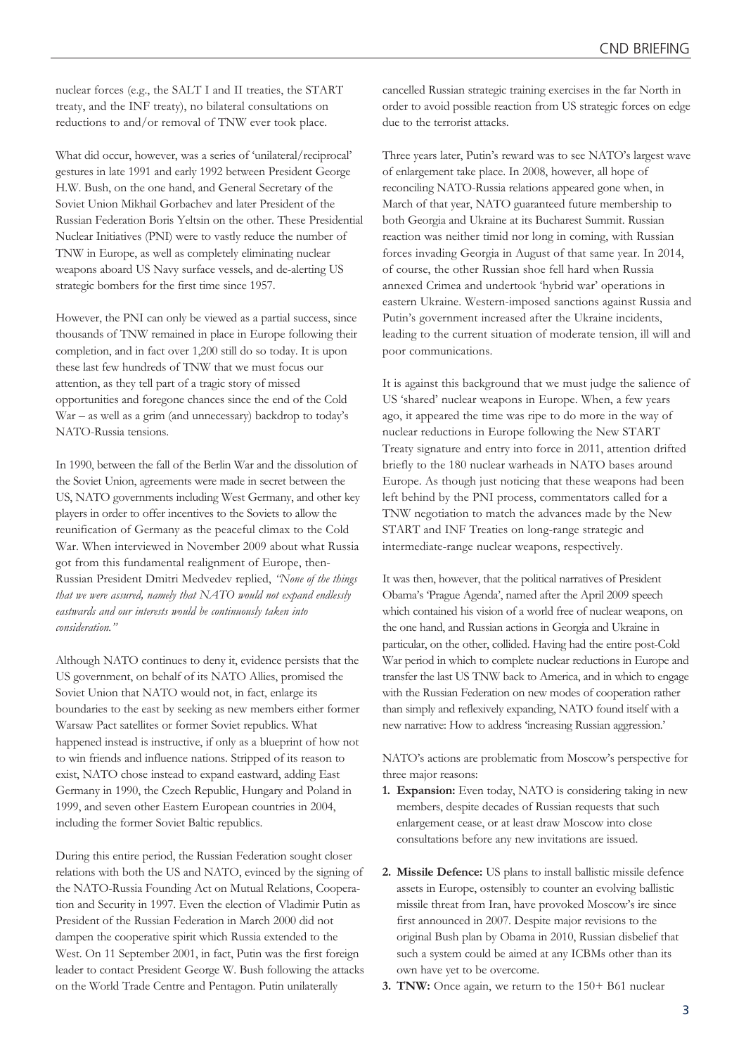nuclear forces (e.g., the SALT I and II treaties, the START treaty, and the INF treaty), no bilateral consultations on reductions to and/or removal of TNW ever took place.

What did occur, however, was a series of 'unilateral/reciprocal' gestures in late 1991 and early 1992 between President George H.W. Bush, on the one hand, and General Secretary of the Soviet Union Mikhail Gorbachev and later President of the Russian Federation Boris Yeltsin on the other. These Presidential Nuclear Initiatives (PNI) were to vastly reduce the number of TNW in Europe, as well as completely eliminating nuclear weapons aboard US Navy surface vessels, and de-alerting US strategic bombers for the first time since 1957.

However, the PNI can only be viewed as a partial success, since thousands of TNW remained in place in Europe following their completion, and in fact over 1,200 still do so today. It is upon these last few hundreds of TNW that we must focus our attention, as they tell part of a tragic story of missed opportunities and foregone chances since the end of the Cold War – as well as a grim (and unnecessary) backdrop to today's NATO-Russia tensions.

In 1990, between the fall of the Berlin War and the dissolution of the Soviet Union, agreements were made in secret between the US, NATO governments including West Germany, and other key players in order to offer incentives to the Soviets to allow the reunification of Germany as the peaceful climax to the Cold War. When interviewed in November 2009 about what Russia got from this fundamental realignment of Europe, then-Russian President Dmitri Medvedev replied, *"None of the things that we were assured, namely that NATO would not expand endlessly eastwards and our interests would be continuously taken into consideration."*

Although NATO continues to deny it, evidence persists that the US government, on behalf of its NATO Allies, promised the Soviet Union that NATO would not, in fact, enlarge its boundaries to the east by seeking as new members either former Warsaw Pact satellites or former Soviet republics. What happened instead is instructive, if only as a blueprint of how not to win friends and influence nations. Stripped of its reason to exist, NATO chose instead to expand eastward, adding East Germany in 1990, the Czech Republic, Hungary and Poland in 1999, and seven other Eastern European countries in 2004, including the former Soviet Baltic republics.

During this entire period, the Russian Federation sought closer relations with both the US and NATO, evinced by the signing of the NATO-Russia Founding Act on Mutual Relations, Cooperation and Security in 1997. Even the election of Vladimir Putin as President of the Russian Federation in March 2000 did not dampen the cooperative spirit which Russia extended to the West. On 11 September 2001, in fact, Putin was the first foreign leader to contact President George W. Bush following the attacks on the World Trade Centre and Pentagon. Putin unilaterally cancelled Russian strategic training exercises in the far North in order to avoid possible reaction from US strategic forces on edge due to the terrorist attacks.

Three years later, Putin's reward was to see NATO's largest wave of enlargement take place. In 2008, however, all hope of reconciling NATO-Russia relations appeared gone when, in March of that year, NATO guaranteed future membership to both Georgia and Ukraine at its Bucharest Summit. Russian reaction was neither timid nor long in coming, with Russian forces invading Georgia in August of that same year. In 2014, of course, the other Russian shoe fell hard when Russia annexed Crimea and undertook 'hybrid war' operations in eastern Ukraine. Western-imposed sanctions against Russia and Putin's government increased after the Ukraine incidents, leading to the current situation of moderate tension, ill will and poor communications.

It is against this background that we must judge the salience of US 'shared' nuclear weapons in Europe. When, a few years ago, it appeared the time was ripe to do more in the way of nuclear reductions in Europe following the New START Treaty signature and entry into force in 2011, attention drifted briefly to the 180 nuclear warheads in NATO bases around Europe. As though just noticing that these weapons had been left behind by the PNI process, commentators called for a TNW negotiation to match the advances made by the New START and INF Treaties on long-range strategic and intermediate-range nuclear weapons, respectively.

It was then, however, that the political narratives of President Obama's 'Prague Agenda', named after the April 2009 speech which contained his vision of a world free of nuclear weapons, on the one hand, and Russian actions in Georgia and Ukraine in particular, on the other, collided. Having had the entire post-Cold War period in which to complete nuclear reductions in Europe and transfer the last US TNW back to America, and in which to engage with the Russian Federation on new modes of cooperation rather than simply and reflexively expanding, NATO found itself with a new narrative: How to address 'increasing Russian aggression.'

NATO's actions are problematic from Moscow's perspective for three major reasons:

1. **Expansion:** Even today, NATO is considering taking in new members, despite decades of Russian requests that such enlargement cease, or at least draw Moscow into close consultations before any new invitations are issued.

2. **Missile Defence:** US plans to install ballistic missile defence assets in Europe, ostensibly to counter an evolving ballistic missile threat from Iran, have provoked Moscow's ire since first announced in 2007. Despite major revisions to the original Bush plan by Obama in 2010, Russian disbelief that such a system could be aimed at any ICBMs other than its own have yet to be overcome.

3. **TNW:** Once again, we return to the 150+ B61 nuclear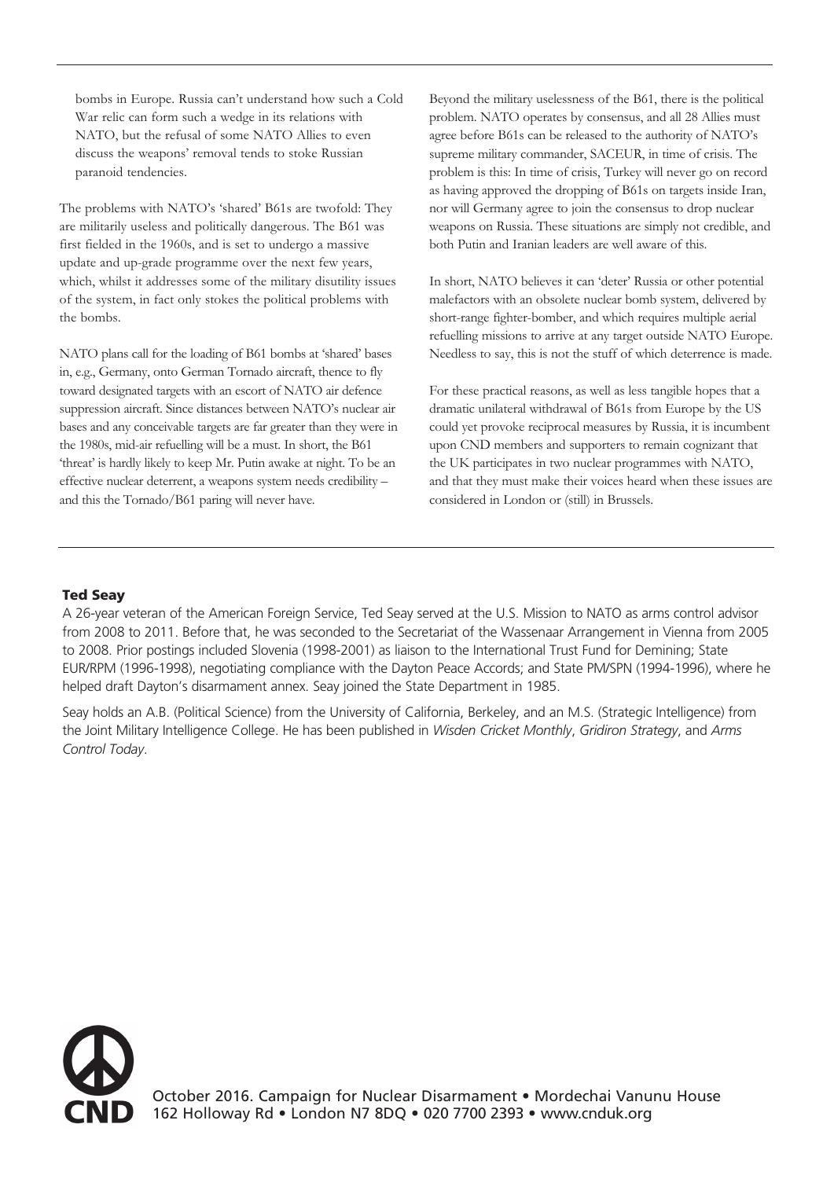bombs in Europe. Russia can't understand how such a Cold War relic can form such a wedge in its relations with NATO, but the refusal of some NATO Allies to even discuss the weapons' removal tends to stoke Russian paranoid tendencies.

The problems with NATO's 'shared' B61s are twofold: They are militarily useless and politically dangerous. The B61 was first fielded in the 1960s, and is set to undergo a massive update and up-grade programme over the next few years, which, whilst it addresses some of the military disutility issues of the system, in fact only stokes the political problems with the bombs.

NATO plans call for the loading of B61 bombs at 'shared' bases in, e.g., Germany, onto German Tornado aircraft, thence to fly toward designated targets with an escort of NATO air defence suppression aircraft. Since distances between NATO's nuclear air bases and any conceivable targets are far greater than they were in the 1980s, mid-air refuelling will be a must. In short, the B61 'threat' is hardly likely to keep Mr. Putin awake at night. To be an effective nuclear deterrent, a weapons system needs credibility – and this the Tornado/B61 paring will never have.

Beyond the military uselessness of the B61, there is the political problem. NATO operates by consensus, and all 28 Allies must agree before B61s can be released to the authority of NATO's supreme military commander, SACEUR, in time of crisis. The problem is this: In time of crisis, Turkey will never go on record as having approved the dropping of B61s on targets inside Iran, nor will Germany agree to join the consensus to drop nuclear weapons on Russia. These situations are simply not credible, and both Putin and Iranian leaders are well aware of this.

In short, NATO believes it can 'deter' Russia or other potential malefactors with an obsolete nuclear bomb system, delivered by short-range fighter-bomber, and which requires multiple aerial refuelling missions to arrive at any target outside NATO Europe. Needless to say, this is not the stuff of which deterrence is made.

For these practical reasons, as well as less tangible hopes that a dramatic unilateral withdrawal of B61s from Europe by the US could yet provoke reciprocal measures by Russia, it is incumbent upon CND members and supporters to remain cognizant that the UK participates in two nuclear programmes with NATO, and that they must make their voices heard when these issues are considered in London or (still) in Brussels.

---

**Ted Seay**

A 26-year veteran of the American Foreign Service, Ted Seay served at the U.S. Mission to NATO as arms control advisor from 2008 to 2011. Before that, he was seconded to the Secretariat of the Wassenaar Arrangement in Vienna from 2005 to 2008. Prior postings included Slovenia (1998-2001) as liaison to the International Trust Fund for Demining; State EUR/RPM (1996-1998), negotiating compliance with the Dayton Peace Accords; and State PM/SPN (1994-1996), where he helped draft Dayton's disarmament annex. Seay joined the State Department in 1985.

Seay holds an A.B. (Political Science) from the University of California, Berkeley, and an M.S. (Strategic Intelligence) from the Joint Military Intelligence College. He has been published in *Wisden Cricket Monthly*, *Gridiron Strategy*, and *Arms Control Today*.

CND

October 2016. Campaign for Nuclear Disarmament • Mordechai Vanunu House
162 Holloway Rd • London N7 8DQ • 020 7700 2393 • www.cnduk.org